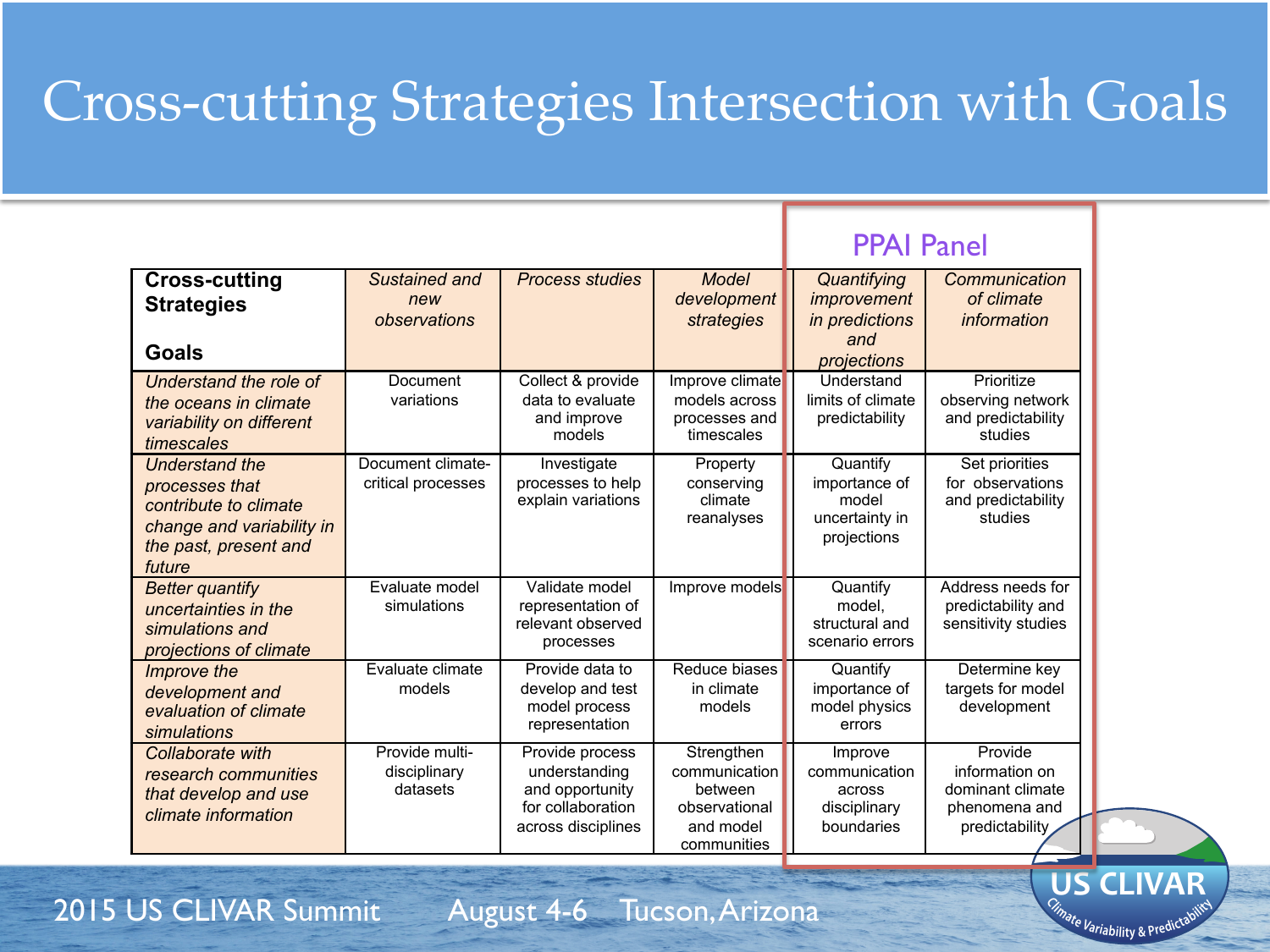# Cross-cutting Strategies Intersection with Goals

PPAI Panel

| **Cross-cutting Strategies** / **Goals** | *Sustained and new observations* | *Process studies* | *Model development strategies* | *Quantifying improvement in predictions and projections* | *Communication of climate information* |
|---|---|---|---|---|---|
| *Understand the role of the oceans in climate variability on different timescales* | Document variations | Collect & provide data to evaluate and improve models | Improve climate models across processes and timescales | Understand limits of climate predictability | Prioritize observing network and predictability studies |
| *Understand the processes that contribute to climate change and variability in the past, present and future* | Document climate-critical processes | Investigate processes to help explain variations | Property conserving climate reanalyses | Quantify importance of model uncertainty in projections | Set priorities for observations and predictability studies |
| *Better quantify uncertainties in the simulations and projections of climate* | Evaluate model simulations | Validate model representation of relevant observed processes | Improve models | Quantify model, structural and scenario errors | Address needs for predictability and sensitivity studies |
| *Improve the development and evaluation of climate simulations* | Evaluate climate models | Provide data to develop and test model process representation | Reduce biases in climate models | Quantify importance of model physics errors | Determine key targets for model development |
| *Collaborate with research communities that develop and use climate information* | Provide multi-disciplinary datasets | Provide process understanding and opportunity for collaboration across disciplines | Strengthen communication between observational and model communities | Improve communication across disciplinary boundaries | Provide information on dominant climate phenomena and predictability |

2015 US CLIVAR Summit August 4-6 Tucson, Arizona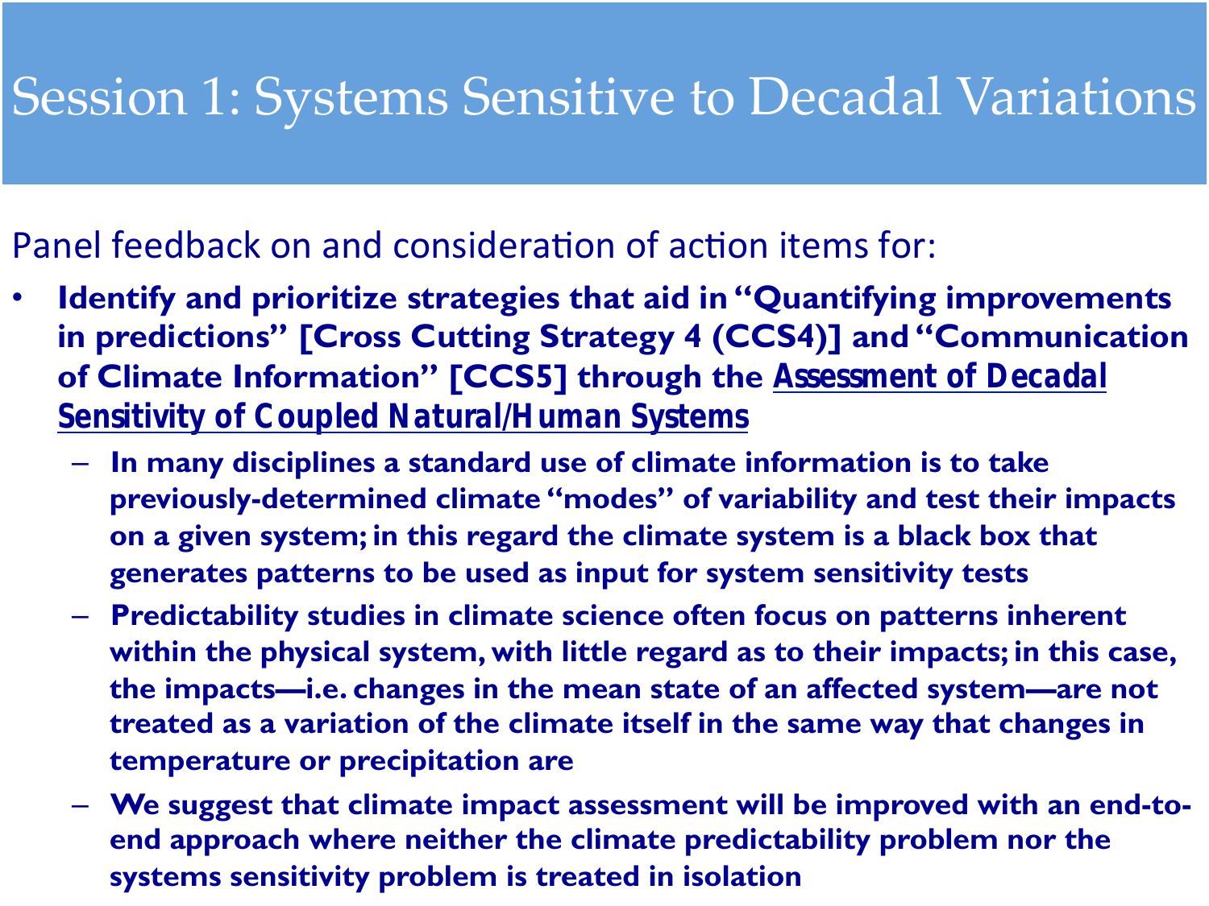# Session 1: Systems Sensitive to Decadal Variations

Panel feedback on and consideration of action items for:

- **Identify and prioritize strategies that aid in "Quantifying improvements in predictions" [Cross Cutting Strategy 4 (CCS4)] and "Communication of Climate Information" [CCS5] through the *Assessment of Decadal Sensitivity of Coupled Natural/Human Systems***
  - **In many disciplines a standard use of climate information is to take previously-determined climate "modes" of variability and test their impacts on a given system; in this regard the climate system is a black box that generates patterns to be used as input for system sensitivity tests**
  - **Predictability studies in climate science often focus on patterns inherent within the physical system, with little regard as to their impacts; in this case, the impacts—i.e. changes in the mean state of an affected system—are not treated as a variation of the climate itself in the same way that changes in temperature or precipitation are**
  - **We suggest that climate impact assessment will be improved with an end-to-end approach where neither the climate predictability problem nor the systems sensitivity problem is treated in isolation**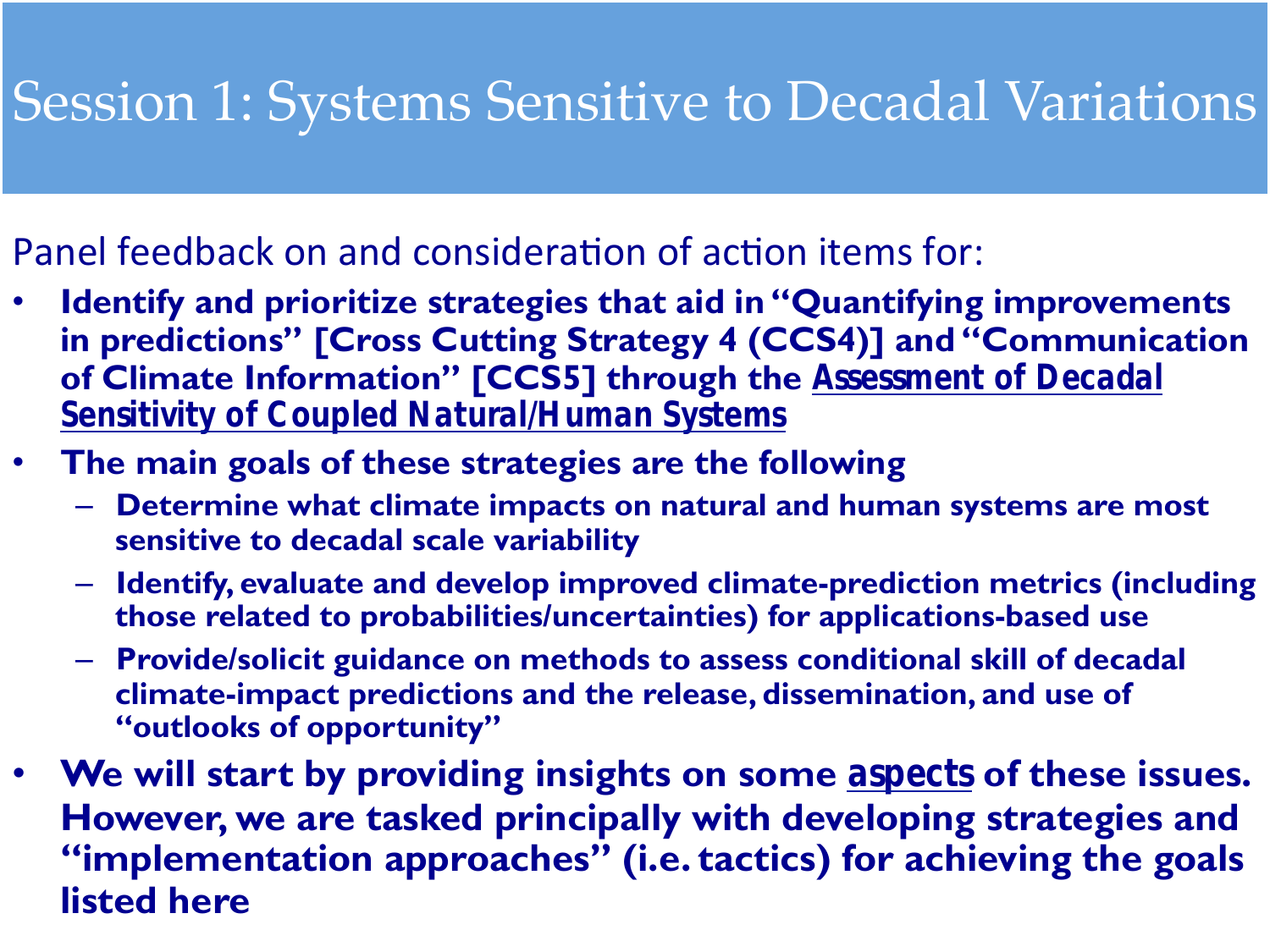# Session 1: Systems Sensitive to Decadal Variations

Panel feedback on and consideration of action items for:

- **Identify and prioritize strategies that aid in "Quantifying improvements in predictions" [Cross Cutting Strategy 4 (CCS4)] and "Communication of Climate Information" [CCS5] through the <u>Assessment of Decadal Sensitivity of Coupled Natural/Human Systems</u>**
- **The main goals of these strategies are the following**
  - **Determine what climate impacts on natural and human systems are most sensitive to decadal scale variability**
  - **Identify, evaluate and develop improved climate-prediction metrics (including those related to probabilities/uncertainties) for applications-based use**
  - **Provide/solicit guidance on methods to assess conditional skill of decadal climate-impact predictions and the release, dissemination, and use of "outlooks of opportunity"**
- **We will start by providing insights on some <u>aspects</u> of these issues. However, we are tasked principally with developing strategies and "implementation approaches" (i.e. tactics) for achieving the goals listed here**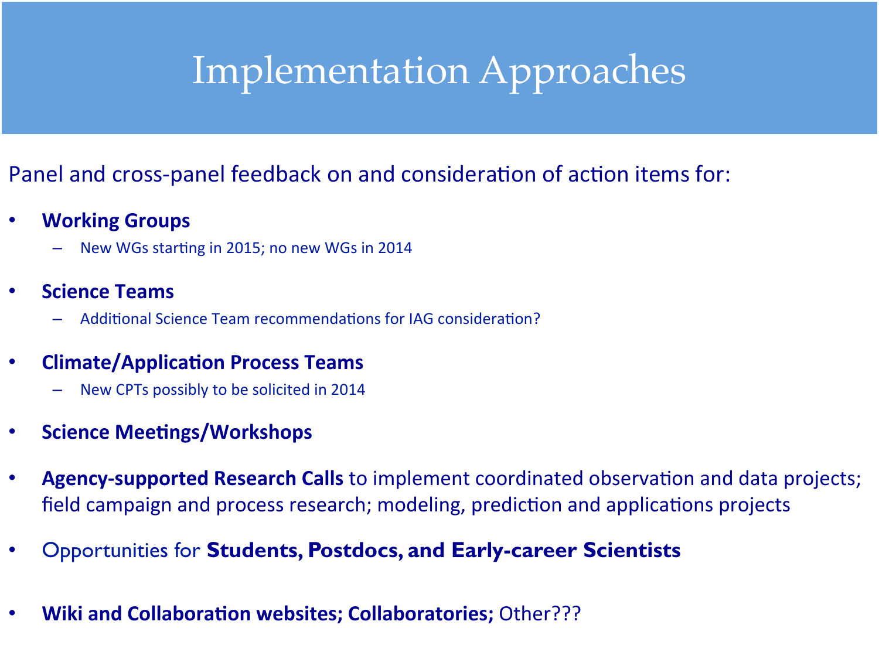# Implementation Approaches

Panel and cross-panel feedback on and consideration of action items for:

- **Working Groups**
  - New WGs starting in 2015; no new WGs in 2014
- **Science Teams**
  - Additional Science Team recommendations for IAG consideration?
- **Climate/Application Process Teams**
  - New CPTs possibly to be solicited in 2014
- **Science Meetings/Workshops**
- **Agency-supported Research Calls** to implement coordinated observation and data projects; field campaign and process research; modeling, prediction and applications projects
- Opportunities for **Students, Postdocs, and Early-career Scientists**
- **Wiki and Collaboration websites; Collaboratories;** Other???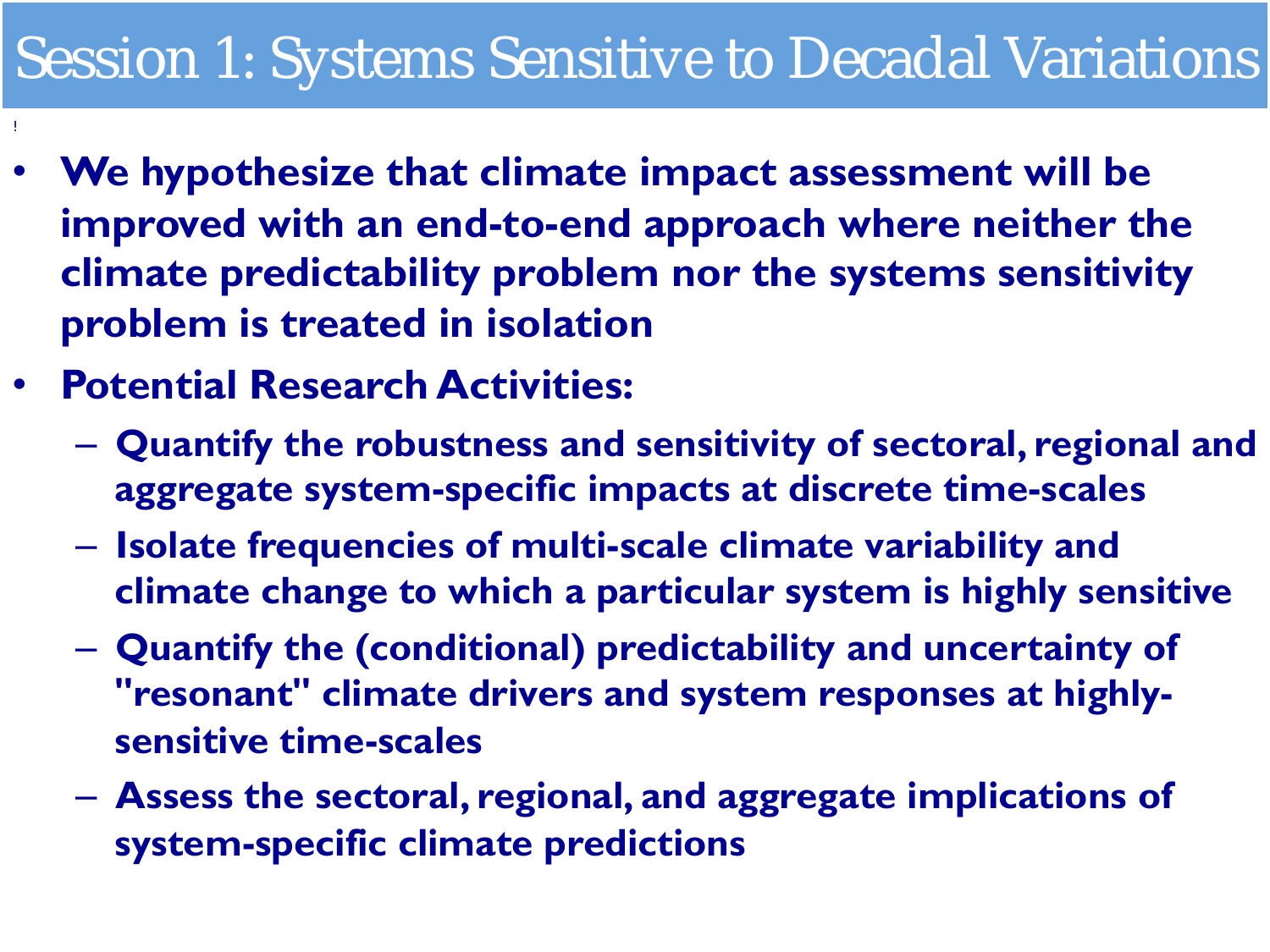# Session 1: Systems Sensitive to Decadal Variations

!

- **We hypothesize that climate impact assessment will be improved with an end-to-end approach where neither the climate predictability problem nor the systems sensitivity problem is treated in isolation**
- **Potential Research Activities:**
  - **Quantify the robustness and sensitivity of sectoral, regional and aggregate system-specific impacts at discrete time-scales**
  - **Isolate frequencies of multi-scale climate variability and climate change to which a particular system is highly sensitive**
  - **Quantify the (conditional) predictability and uncertainty of "resonant" climate drivers and system responses at highly-sensitive time-scales**
  - **Assess the sectoral, regional, and aggregate implications of system-specific climate predictions**